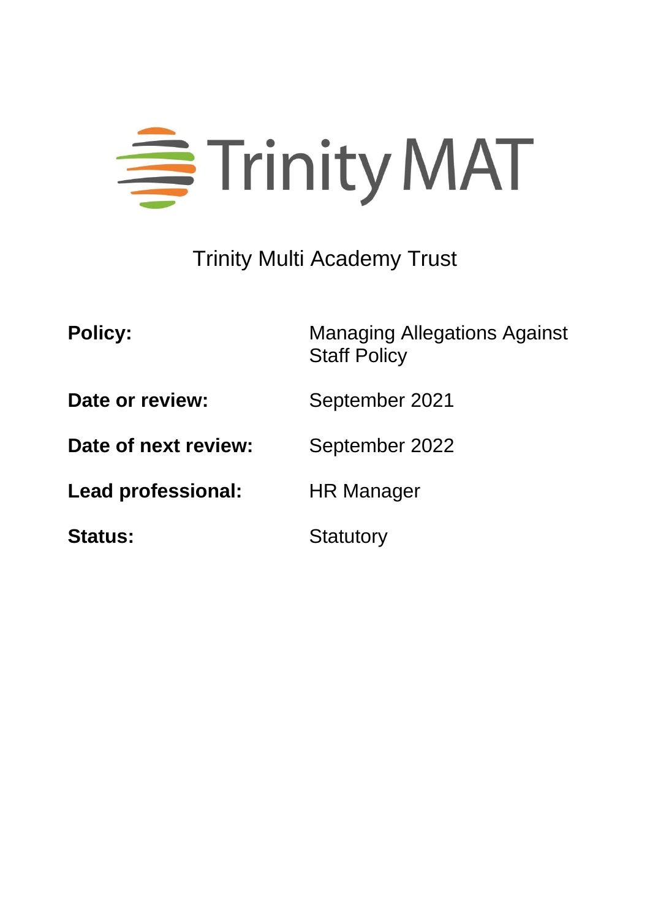Trinity MAT

Trinity Multi Academy Trust

| | |
|---|---|
| **Policy:** | Managing Allegations Against Staff Policy |
| **Date or review:** | September 2021 |
| **Date of next review:** | September 2022 |
| **Lead professional:** | HR Manager |
| **Status:** | Statutory |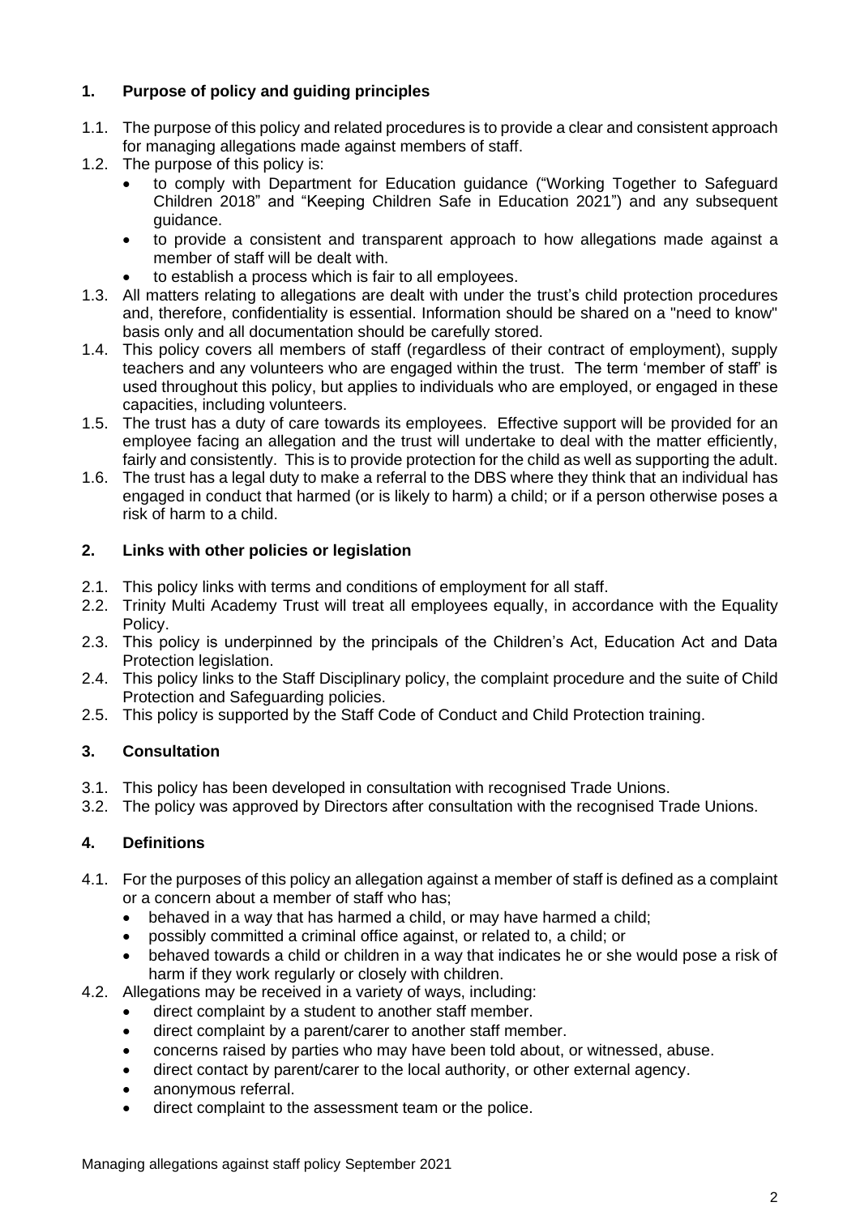## 1. Purpose of policy and guiding principles

1.1. The purpose of this policy and related procedures is to provide a clear and consistent approach for managing allegations made against members of staff.

1.2. The purpose of this policy is:

- to comply with Department for Education guidance ("Working Together to Safeguard Children 2018" and "Keeping Children Safe in Education 2021") and any subsequent guidance.
- to provide a consistent and transparent approach to how allegations made against a member of staff will be dealt with.
- to establish a process which is fair to all employees.

1.3. All matters relating to allegations are dealt with under the trust's child protection procedures and, therefore, confidentiality is essential. Information should be shared on a "need to know" basis only and all documentation should be carefully stored.

1.4. This policy covers all members of staff (regardless of their contract of employment), supply teachers and any volunteers who are engaged within the trust. The term 'member of staff' is used throughout this policy, but applies to individuals who are employed, or engaged in these capacities, including volunteers.

1.5. The trust has a duty of care towards its employees. Effective support will be provided for an employee facing an allegation and the trust will undertake to deal with the matter efficiently, fairly and consistently. This is to provide protection for the child as well as supporting the adult.

1.6. The trust has a legal duty to make a referral to the DBS where they think that an individual has engaged in conduct that harmed (or is likely to harm) a child; or if a person otherwise poses a risk of harm to a child.

## 2. Links with other policies or legislation

2.1. This policy links with terms and conditions of employment for all staff.

2.2. Trinity Multi Academy Trust will treat all employees equally, in accordance with the Equality Policy.

2.3. This policy is underpinned by the principals of the Children's Act, Education Act and Data Protection legislation.

2.4. This policy links to the Staff Disciplinary policy, the complaint procedure and the suite of Child Protection and Safeguarding policies.

2.5. This policy is supported by the Staff Code of Conduct and Child Protection training.

## 3. Consultation

3.1. This policy has been developed in consultation with recognised Trade Unions.

3.2. The policy was approved by Directors after consultation with the recognised Trade Unions.

## 4. Definitions

4.1. For the purposes of this policy an allegation against a member of staff is defined as a complaint or a concern about a member of staff who has;

- behaved in a way that has harmed a child, or may have harmed a child;
- possibly committed a criminal office against, or related to, a child; or
- behaved towards a child or children in a way that indicates he or she would pose a risk of harm if they work regularly or closely with children.

4.2. Allegations may be received in a variety of ways, including:

- direct complaint by a student to another staff member.
- direct complaint by a parent/carer to another staff member.
- concerns raised by parties who may have been told about, or witnessed, abuse.
- direct contact by parent/carer to the local authority, or other external agency.
- anonymous referral.
- direct complaint to the assessment team or the police.

Managing allegations against staff policy September 2021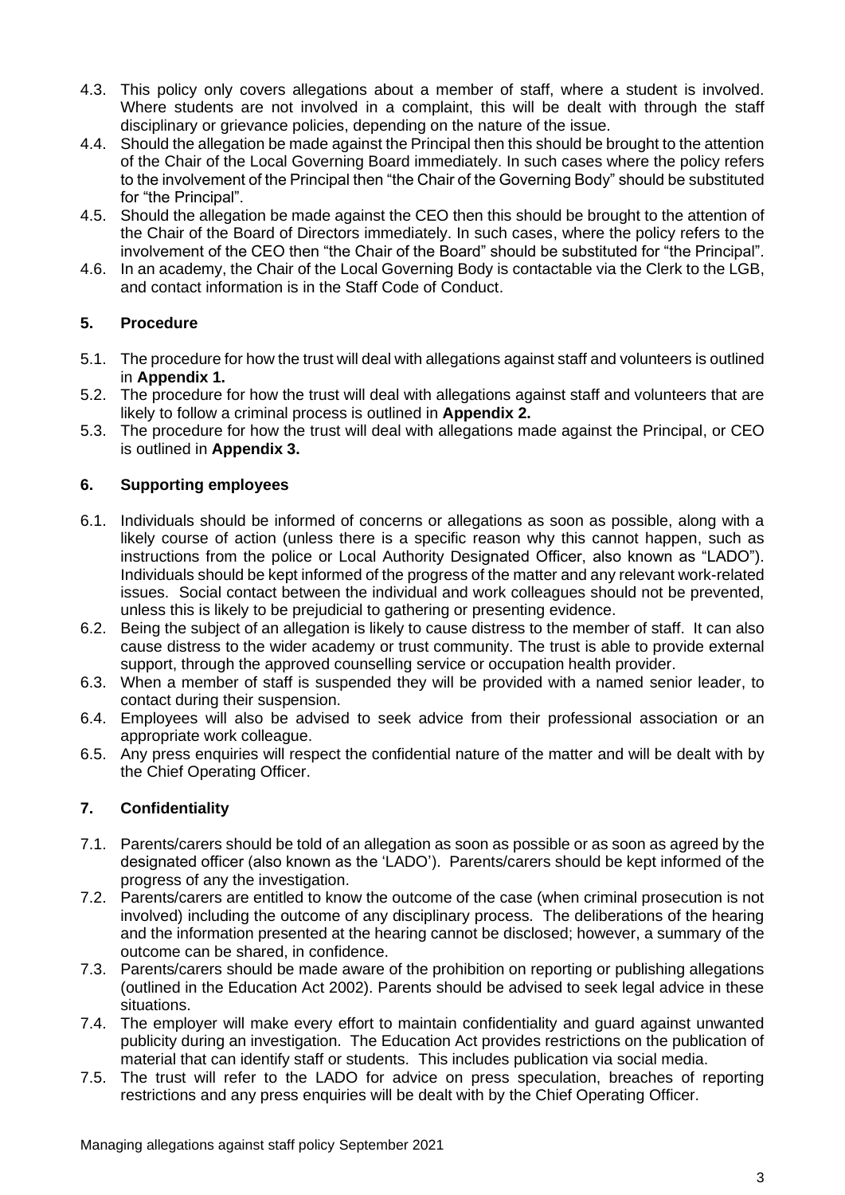4.3. This policy only covers allegations about a member of staff, where a student is involved. Where students are not involved in a complaint, this will be dealt with through the staff disciplinary or grievance policies, depending on the nature of the issue.

4.4. Should the allegation be made against the Principal then this should be brought to the attention of the Chair of the Local Governing Board immediately. In such cases where the policy refers to the involvement of the Principal then "the Chair of the Governing Body" should be substituted for "the Principal".

4.5. Should the allegation be made against the CEO then this should be brought to the attention of the Chair of the Board of Directors immediately. In such cases, where the policy refers to the involvement of the CEO then "the Chair of the Board" should be substituted for "the Principal".

4.6. In an academy, the Chair of the Local Governing Body is contactable via the Clerk to the LGB, and contact information is in the Staff Code of Conduct.

## 5. Procedure

5.1. The procedure for how the trust will deal with allegations against staff and volunteers is outlined in **Appendix 1.**

5.2. The procedure for how the trust will deal with allegations against staff and volunteers that are likely to follow a criminal process is outlined in **Appendix 2.**

5.3. The procedure for how the trust will deal with allegations made against the Principal, or CEO is outlined in **Appendix 3.**

## 6. Supporting employees

6.1. Individuals should be informed of concerns or allegations as soon as possible, along with a likely course of action (unless there is a specific reason why this cannot happen, such as instructions from the police or Local Authority Designated Officer, also known as "LADO"). Individuals should be kept informed of the progress of the matter and any relevant work-related issues. Social contact between the individual and work colleagues should not be prevented, unless this is likely to be prejudicial to gathering or presenting evidence.

6.2. Being the subject of an allegation is likely to cause distress to the member of staff. It can also cause distress to the wider academy or trust community. The trust is able to provide external support, through the approved counselling service or occupation health provider.

6.3. When a member of staff is suspended they will be provided with a named senior leader, to contact during their suspension.

6.4. Employees will also be advised to seek advice from their professional association or an appropriate work colleague.

6.5. Any press enquiries will respect the confidential nature of the matter and will be dealt with by the Chief Operating Officer.

## 7. Confidentiality

7.1. Parents/carers should be told of an allegation as soon as possible or as soon as agreed by the designated officer (also known as the 'LADO'). Parents/carers should be kept informed of the progress of any the investigation.

7.2. Parents/carers are entitled to know the outcome of the case (when criminal prosecution is not involved) including the outcome of any disciplinary process. The deliberations of the hearing and the information presented at the hearing cannot be disclosed; however, a summary of the outcome can be shared, in confidence.

7.3. Parents/carers should be made aware of the prohibition on reporting or publishing allegations (outlined in the Education Act 2002). Parents should be advised to seek legal advice in these situations.

7.4. The employer will make every effort to maintain confidentiality and guard against unwanted publicity during an investigation. The Education Act provides restrictions on the publication of material that can identify staff or students. This includes publication via social media.

7.5. The trust will refer to the LADO for advice on press speculation, breaches of reporting restrictions and any press enquiries will be dealt with by the Chief Operating Officer.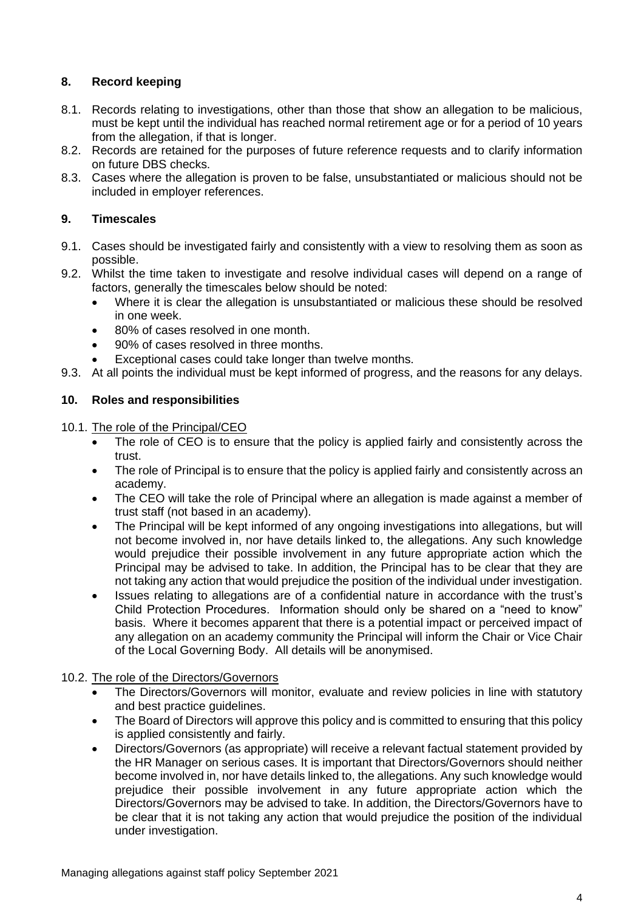## 8. Record keeping

8.1. Records relating to investigations, other than those that show an allegation to be malicious, must be kept until the individual has reached normal retirement age or for a period of 10 years from the allegation, if that is longer.

8.2. Records are retained for the purposes of future reference requests and to clarify information on future DBS checks.

8.3. Cases where the allegation is proven to be false, unsubstantiated or malicious should not be included in employer references.

## 9. Timescales

9.1. Cases should be investigated fairly and consistently with a view to resolving them as soon as possible.

9.2. Whilst the time taken to investigate and resolve individual cases will depend on a range of factors, generally the timescales below should be noted:

- Where it is clear the allegation is unsubstantiated or malicious these should be resolved in one week.
- 80% of cases resolved in one month.
- 90% of cases resolved in three months.
- Exceptional cases could take longer than twelve months.

9.3. At all points the individual must be kept informed of progress, and the reasons for any delays.

## 10. Roles and responsibilities

10.1. The role of the Principal/CEO

- The role of CEO is to ensure that the policy is applied fairly and consistently across the trust.
- The role of Principal is to ensure that the policy is applied fairly and consistently across an academy.
- The CEO will take the role of Principal where an allegation is made against a member of trust staff (not based in an academy).
- The Principal will be kept informed of any ongoing investigations into allegations, but will not become involved in, nor have details linked to, the allegations. Any such knowledge would prejudice their possible involvement in any future appropriate action which the Principal may be advised to take. In addition, the Principal has to be clear that they are not taking any action that would prejudice the position of the individual under investigation.
- Issues relating to allegations are of a confidential nature in accordance with the trust's Child Protection Procedures. Information should only be shared on a "need to know" basis. Where it becomes apparent that there is a potential impact or perceived impact of any allegation on an academy community the Principal will inform the Chair or Vice Chair of the Local Governing Body. All details will be anonymised.

10.2. The role of the Directors/Governors

- The Directors/Governors will monitor, evaluate and review policies in line with statutory and best practice guidelines.
- The Board of Directors will approve this policy and is committed to ensuring that this policy is applied consistently and fairly.
- Directors/Governors (as appropriate) will receive a relevant factual statement provided by the HR Manager on serious cases. It is important that Directors/Governors should neither become involved in, nor have details linked to, the allegations. Any such knowledge would prejudice their possible involvement in any future appropriate action which the Directors/Governors may be advised to take. In addition, the Directors/Governors have to be clear that it is not taking any action that would prejudice the position of the individual under investigation.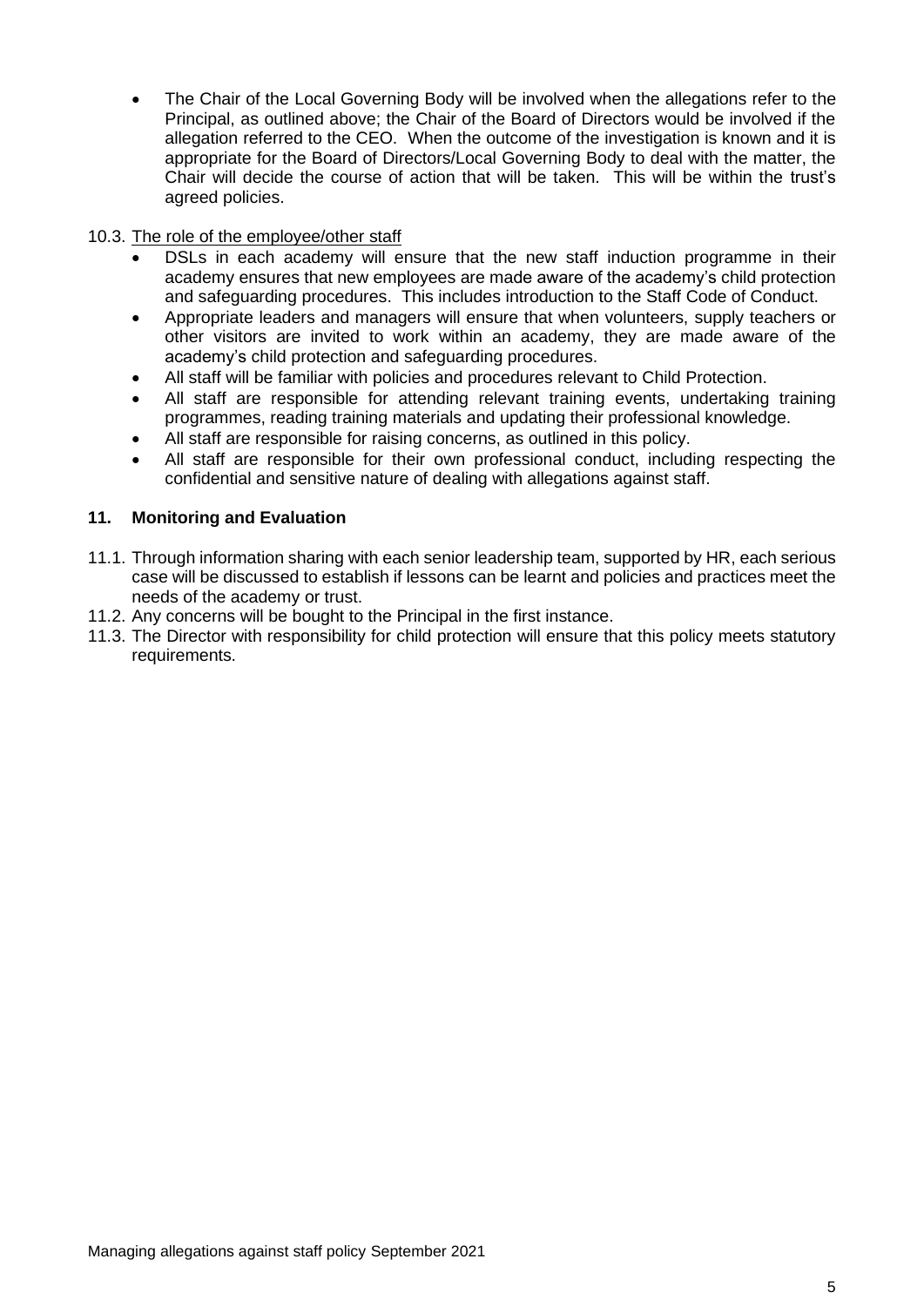- The Chair of the Local Governing Body will be involved when the allegations refer to the Principal, as outlined above; the Chair of the Board of Directors would be involved if the allegation referred to the CEO. When the outcome of the investigation is known and it is appropriate for the Board of Directors/Local Governing Body to deal with the matter, the Chair will decide the course of action that will be taken. This will be within the trust's agreed policies.

10.3. The role of the employee/other staff

- DSLs in each academy will ensure that the new staff induction programme in their academy ensures that new employees are made aware of the academy's child protection and safeguarding procedures. This includes introduction to the Staff Code of Conduct.
- Appropriate leaders and managers will ensure that when volunteers, supply teachers or other visitors are invited to work within an academy, they are made aware of the academy's child protection and safeguarding procedures.
- All staff will be familiar with policies and procedures relevant to Child Protection.
- All staff are responsible for attending relevant training events, undertaking training programmes, reading training materials and updating their professional knowledge.
- All staff are responsible for raising concerns, as outlined in this policy.
- All staff are responsible for their own professional conduct, including respecting the confidential and sensitive nature of dealing with allegations against staff.

## 11. Monitoring and Evaluation

11.1. Through information sharing with each senior leadership team, supported by HR, each serious case will be discussed to establish if lessons can be learnt and policies and practices meet the needs of the academy or trust.

11.2. Any concerns will be bought to the Principal in the first instance.

11.3. The Director with responsibility for child protection will ensure that this policy meets statutory requirements.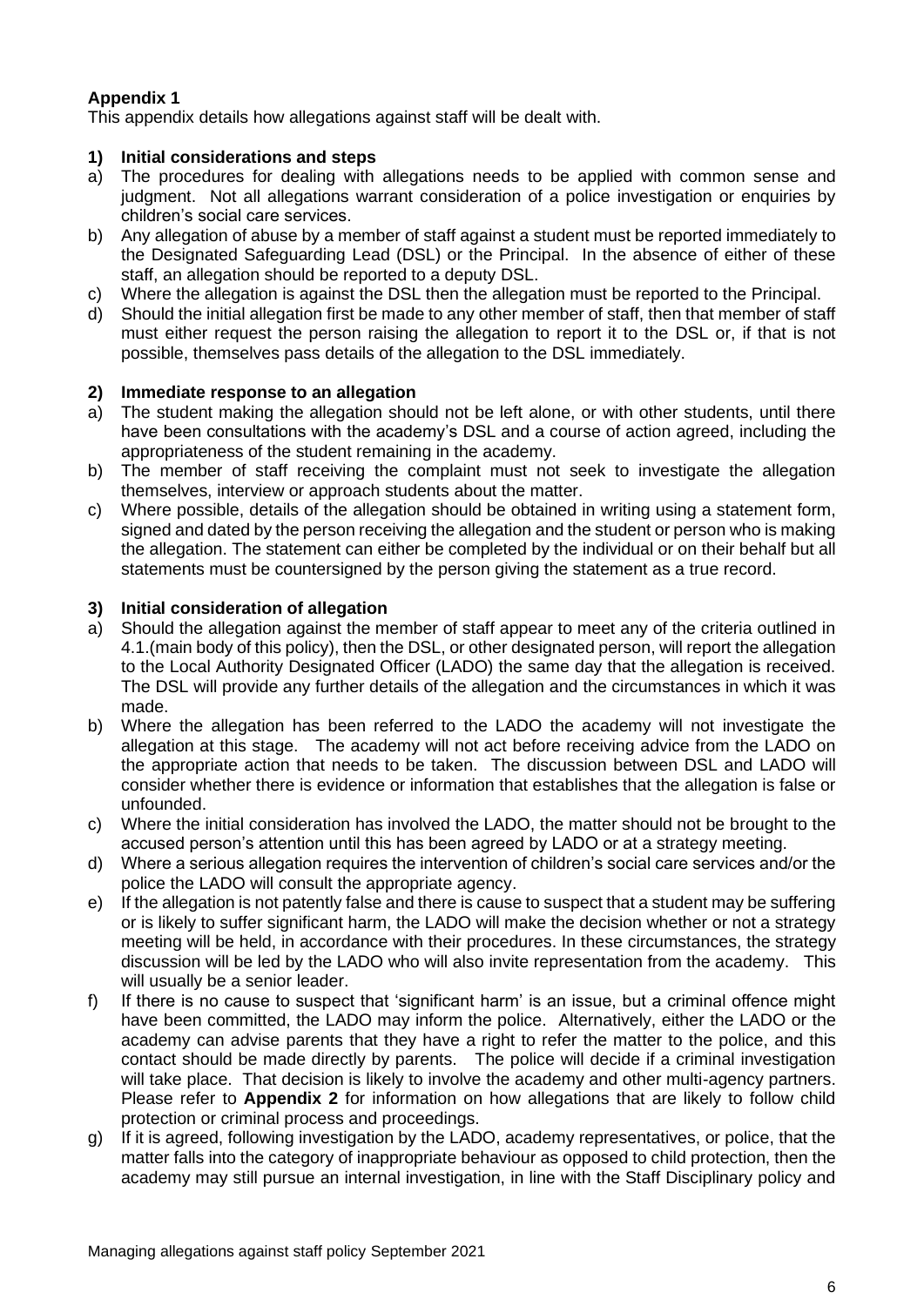**Appendix 1**

This appendix details how allegations against staff will be dealt with.

**1) Initial considerations and steps**

a) The procedures for dealing with allegations needs to be applied with common sense and judgment. Not all allegations warrant consideration of a police investigation or enquiries by children's social care services.

b) Any allegation of abuse by a member of staff against a student must be reported immediately to the Designated Safeguarding Lead (DSL) or the Principal. In the absence of either of these staff, an allegation should be reported to a deputy DSL.

c) Where the allegation is against the DSL then the allegation must be reported to the Principal.

d) Should the initial allegation first be made to any other member of staff, then that member of staff must either request the person raising the allegation to report it to the DSL or, if that is not possible, themselves pass details of the allegation to the DSL immediately.

**2) Immediate response to an allegation**

a) The student making the allegation should not be left alone, or with other students, until there have been consultations with the academy's DSL and a course of action agreed, including the appropriateness of the student remaining in the academy.

b) The member of staff receiving the complaint must not seek to investigate the allegation themselves, interview or approach students about the matter.

c) Where possible, details of the allegation should be obtained in writing using a statement form, signed and dated by the person receiving the allegation and the student or person who is making the allegation. The statement can either be completed by the individual or on their behalf but all statements must be countersigned by the person giving the statement as a true record.

**3) Initial consideration of allegation**

a) Should the allegation against the member of staff appear to meet any of the criteria outlined in 4.1.(main body of this policy), then the DSL, or other designated person, will report the allegation to the Local Authority Designated Officer (LADO) the same day that the allegation is received. The DSL will provide any further details of the allegation and the circumstances in which it was made.

b) Where the allegation has been referred to the LADO the academy will not investigate the allegation at this stage. The academy will not act before receiving advice from the LADO on the appropriate action that needs to be taken. The discussion between DSL and LADO will consider whether there is evidence or information that establishes that the allegation is false or unfounded.

c) Where the initial consideration has involved the LADO, the matter should not be brought to the accused person's attention until this has been agreed by LADO or at a strategy meeting.

d) Where a serious allegation requires the intervention of children's social care services and/or the police the LADO will consult the appropriate agency.

e) If the allegation is not patently false and there is cause to suspect that a student may be suffering or is likely to suffer significant harm, the LADO will make the decision whether or not a strategy meeting will be held, in accordance with their procedures. In these circumstances, the strategy discussion will be led by the LADO who will also invite representation from the academy. This will usually be a senior leader.

f) If there is no cause to suspect that 'significant harm' is an issue, but a criminal offence might have been committed, the LADO may inform the police. Alternatively, either the LADO or the academy can advise parents that they have a right to refer the matter to the police, and this contact should be made directly by parents. The police will decide if a criminal investigation will take place. That decision is likely to involve the academy and other multi-agency partners. Please refer to **Appendix 2** for information on how allegations that are likely to follow child protection or criminal process and proceedings.

g) If it is agreed, following investigation by the LADO, academy representatives, or police, that the matter falls into the category of inappropriate behaviour as opposed to child protection, then the academy may still pursue an internal investigation, in line with the Staff Disciplinary policy and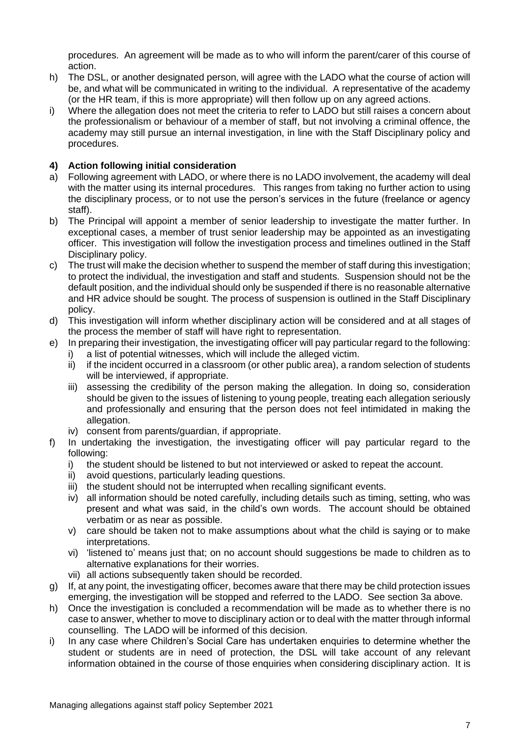procedures. An agreement will be made as to who will inform the parent/carer of this course of action.

h) The DSL, or another designated person, will agree with the LADO what the course of action will be, and what will be communicated in writing to the individual. A representative of the academy (or the HR team, if this is more appropriate) will then follow up on any agreed actions.

i) Where the allegation does not meet the criteria to refer to LADO but still raises a concern about the professionalism or behaviour of a member of staff, but not involving a criminal offence, the academy may still pursue an internal investigation, in line with the Staff Disciplinary policy and procedures.

**4) Action following initial consideration**

a) Following agreement with LADO, or where there is no LADO involvement, the academy will deal with the matter using its internal procedures. This ranges from taking no further action to using the disciplinary process, or to not use the person's services in the future (freelance or agency staff).

b) The Principal will appoint a member of senior leadership to investigate the matter further. In exceptional cases, a member of trust senior leadership may be appointed as an investigating officer. This investigation will follow the investigation process and timelines outlined in the Staff Disciplinary policy.

c) The trust will make the decision whether to suspend the member of staff during this investigation; to protect the individual, the investigation and staff and students. Suspension should not be the default position, and the individual should only be suspended if there is no reasonable alternative and HR advice should be sought. The process of suspension is outlined in the Staff Disciplinary policy.

d) This investigation will inform whether disciplinary action will be considered and at all stages of the process the member of staff will have right to representation.

e) In preparing their investigation, the investigating officer will pay particular regard to the following:
   i) a list of potential witnesses, which will include the alleged victim.
   ii) if the incident occurred in a classroom (or other public area), a random selection of students will be interviewed, if appropriate.
   iii) assessing the credibility of the person making the allegation. In doing so, consideration should be given to the issues of listening to young people, treating each allegation seriously and professionally and ensuring that the person does not feel intimidated in making the allegation.
   iv) consent from parents/guardian, if appropriate.

f) In undertaking the investigation, the investigating officer will pay particular regard to the following:
   i) the student should be listened to but not interviewed or asked to repeat the account.
   ii) avoid questions, particularly leading questions.
   iii) the student should not be interrupted when recalling significant events.
   iv) all information should be noted carefully, including details such as timing, setting, who was present and what was said, in the child's own words. The account should be obtained verbatim or as near as possible.
   v) care should be taken not to make assumptions about what the child is saying or to make interpretations.
   vi) 'listened to' means just that; on no account should suggestions be made to children as to alternative explanations for their worries.
   vii) all actions subsequently taken should be recorded.

g) If, at any point, the investigating officer, becomes aware that there may be child protection issues emerging, the investigation will be stopped and referred to the LADO. See section 3a above.

h) Once the investigation is concluded a recommendation will be made as to whether there is no case to answer, whether to move to disciplinary action or to deal with the matter through informal counselling. The LADO will be informed of this decision.

i) In any case where Children's Social Care has undertaken enquiries to determine whether the student or students are in need of protection, the DSL will take account of any relevant information obtained in the course of those enquiries when considering disciplinary action. It is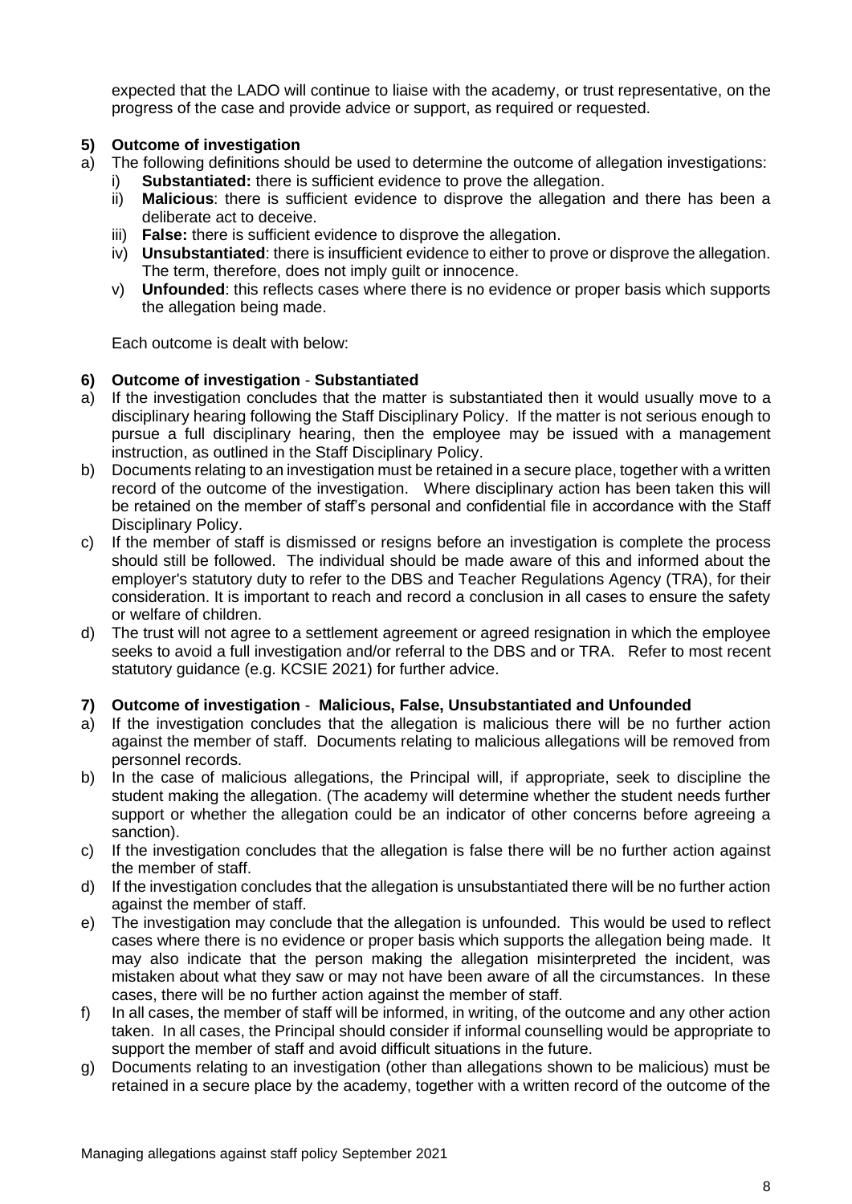expected that the LADO will continue to liaise with the academy, or trust representative, on the progress of the case and provide advice or support, as required or requested.

## 5) Outcome of investigation

a) The following definitions should be used to determine the outcome of allegation investigations:
   i) **Substantiated:** there is sufficient evidence to prove the allegation.
   ii) **Malicious**: there is sufficient evidence to disprove the allegation and there has been a deliberate act to deceive.
   iii) **False:** there is sufficient evidence to disprove the allegation.
   iv) **Unsubstantiated**: there is insufficient evidence to either to prove or disprove the allegation. The term, therefore, does not imply guilt or innocence.
   v) **Unfounded**: this reflects cases where there is no evidence or proper basis which supports the allegation being made.

   Each outcome is dealt with below:

## 6) Outcome of investigation - Substantiated

a) If the investigation concludes that the matter is substantiated then it would usually move to a disciplinary hearing following the Staff Disciplinary Policy. If the matter is not serious enough to pursue a full disciplinary hearing, then the employee may be issued with a management instruction, as outlined in the Staff Disciplinary Policy.
b) Documents relating to an investigation must be retained in a secure place, together with a written record of the outcome of the investigation. Where disciplinary action has been taken this will be retained on the member of staff's personal and confidential file in accordance with the Staff Disciplinary Policy.
c) If the member of staff is dismissed or resigns before an investigation is complete the process should still be followed. The individual should be made aware of this and informed about the employer's statutory duty to refer to the DBS and Teacher Regulations Agency (TRA), for their consideration. It is important to reach and record a conclusion in all cases to ensure the safety or welfare of children.
d) The trust will not agree to a settlement agreement or agreed resignation in which the employee seeks to avoid a full investigation and/or referral to the DBS and or TRA. Refer to most recent statutory guidance (e.g. KCSIE 2021) for further advice.

## 7) Outcome of investigation - Malicious, False, Unsubstantiated and Unfounded

a) If the investigation concludes that the allegation is malicious there will be no further action against the member of staff. Documents relating to malicious allegations will be removed from personnel records.
b) In the case of malicious allegations, the Principal will, if appropriate, seek to discipline the student making the allegation. (The academy will determine whether the student needs further support or whether the allegation could be an indicator of other concerns before agreeing a sanction).
c) If the investigation concludes that the allegation is false there will be no further action against the member of staff.
d) If the investigation concludes that the allegation is unsubstantiated there will be no further action against the member of staff.
e) The investigation may conclude that the allegation is unfounded. This would be used to reflect cases where there is no evidence or proper basis which supports the allegation being made. It may also indicate that the person making the allegation misinterpreted the incident, was mistaken about what they saw or may not have been aware of all the circumstances. In these cases, there will be no further action against the member of staff.
f) In all cases, the member of staff will be informed, in writing, of the outcome and any other action taken. In all cases, the Principal should consider if informal counselling would be appropriate to support the member of staff and avoid difficult situations in the future.
g) Documents relating to an investigation (other than allegations shown to be malicious) must be retained in a secure place by the academy, together with a written record of the outcome of the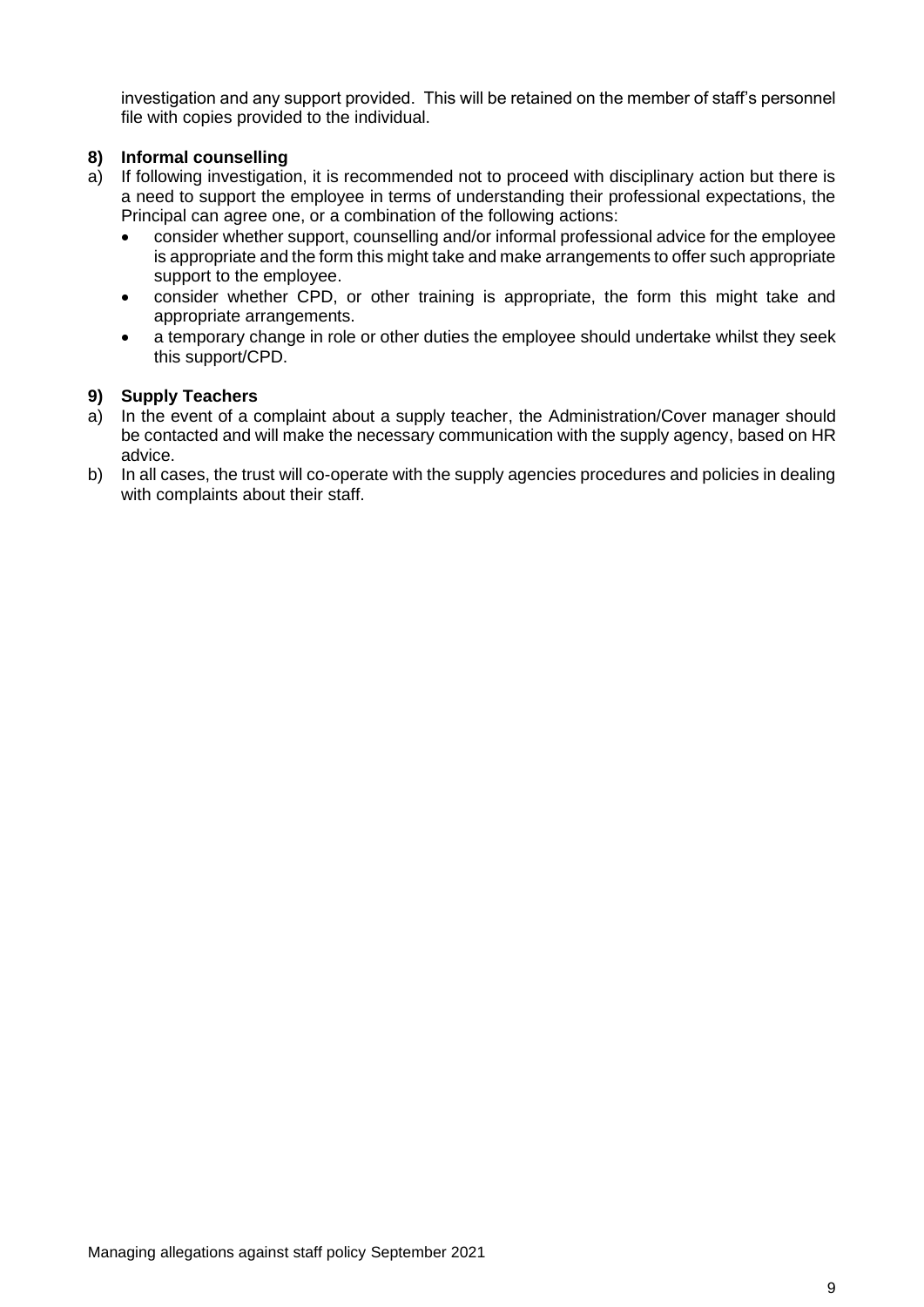investigation and any support provided. This will be retained on the member of staff's personnel file with copies provided to the individual.

**8) Informal counselling**

a) If following investigation, it is recommended not to proceed with disciplinary action but there is a need to support the employee in terms of understanding their professional expectations, the Principal can agree one, or a combination of the following actions:
   - consider whether support, counselling and/or informal professional advice for the employee is appropriate and the form this might take and make arrangements to offer such appropriate support to the employee.
   - consider whether CPD, or other training is appropriate, the form this might take and appropriate arrangements.
   - a temporary change in role or other duties the employee should undertake whilst they seek this support/CPD.

**9) Supply Teachers**

a) In the event of a complaint about a supply teacher, the Administration/Cover manager should be contacted and will make the necessary communication with the supply agency, based on HR advice.

b) In all cases, the trust will co-operate with the supply agencies procedures and policies in dealing with complaints about their staff.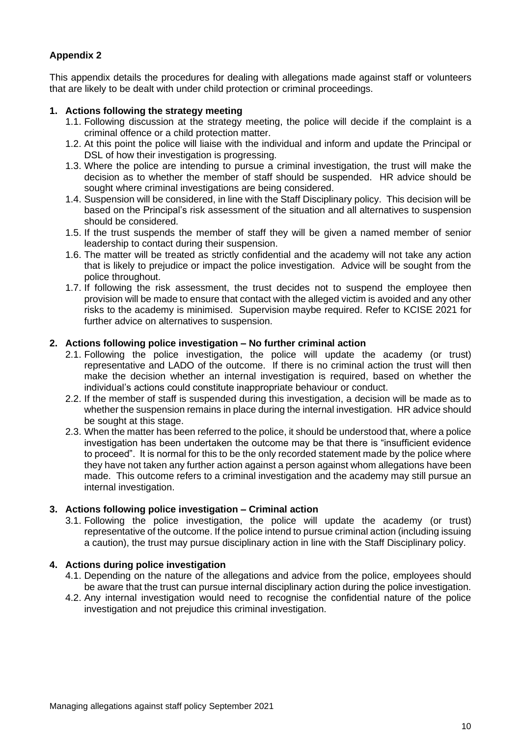**Appendix 2**

This appendix details the procedures for dealing with allegations made against staff or volunteers that are likely to be dealt with under child protection or criminal proceedings.

**1. Actions following the strategy meeting**

1.1. Following discussion at the strategy meeting, the police will decide if the complaint is a criminal offence or a child protection matter.

1.2. At this point the police will liaise with the individual and inform and update the Principal or DSL of how their investigation is progressing.

1.3. Where the police are intending to pursue a criminal investigation, the trust will make the decision as to whether the member of staff should be suspended. HR advice should be sought where criminal investigations are being considered.

1.4. Suspension will be considered, in line with the Staff Disciplinary policy. This decision will be based on the Principal's risk assessment of the situation and all alternatives to suspension should be considered.

1.5. If the trust suspends the member of staff they will be given a named member of senior leadership to contact during their suspension.

1.6. The matter will be treated as strictly confidential and the academy will not take any action that is likely to prejudice or impact the police investigation. Advice will be sought from the police throughout.

1.7. If following the risk assessment, the trust decides not to suspend the employee then provision will be made to ensure that contact with the alleged victim is avoided and any other risks to the academy is minimised. Supervision maybe required. Refer to KCISE 2021 for further advice on alternatives to suspension.

**2. Actions following police investigation – No further criminal action**

2.1. Following the police investigation, the police will update the academy (or trust) representative and LADO of the outcome. If there is no criminal action the trust will then make the decision whether an internal investigation is required, based on whether the individual's actions could constitute inappropriate behaviour or conduct.

2.2. If the member of staff is suspended during this investigation, a decision will be made as to whether the suspension remains in place during the internal investigation. HR advice should be sought at this stage.

2.3. When the matter has been referred to the police, it should be understood that, where a police investigation has been undertaken the outcome may be that there is "insufficient evidence to proceed". It is normal for this to be the only recorded statement made by the police where they have not taken any further action against a person against whom allegations have been made. This outcome refers to a criminal investigation and the academy may still pursue an internal investigation.

**3. Actions following police investigation – Criminal action**

3.1. Following the police investigation, the police will update the academy (or trust) representative of the outcome. If the police intend to pursue criminal action (including issuing a caution), the trust may pursue disciplinary action in line with the Staff Disciplinary policy.

**4. Actions during police investigation**

4.1. Depending on the nature of the allegations and advice from the police, employees should be aware that the trust can pursue internal disciplinary action during the police investigation.

4.2. Any internal investigation would need to recognise the confidential nature of the police investigation and not prejudice this criminal investigation.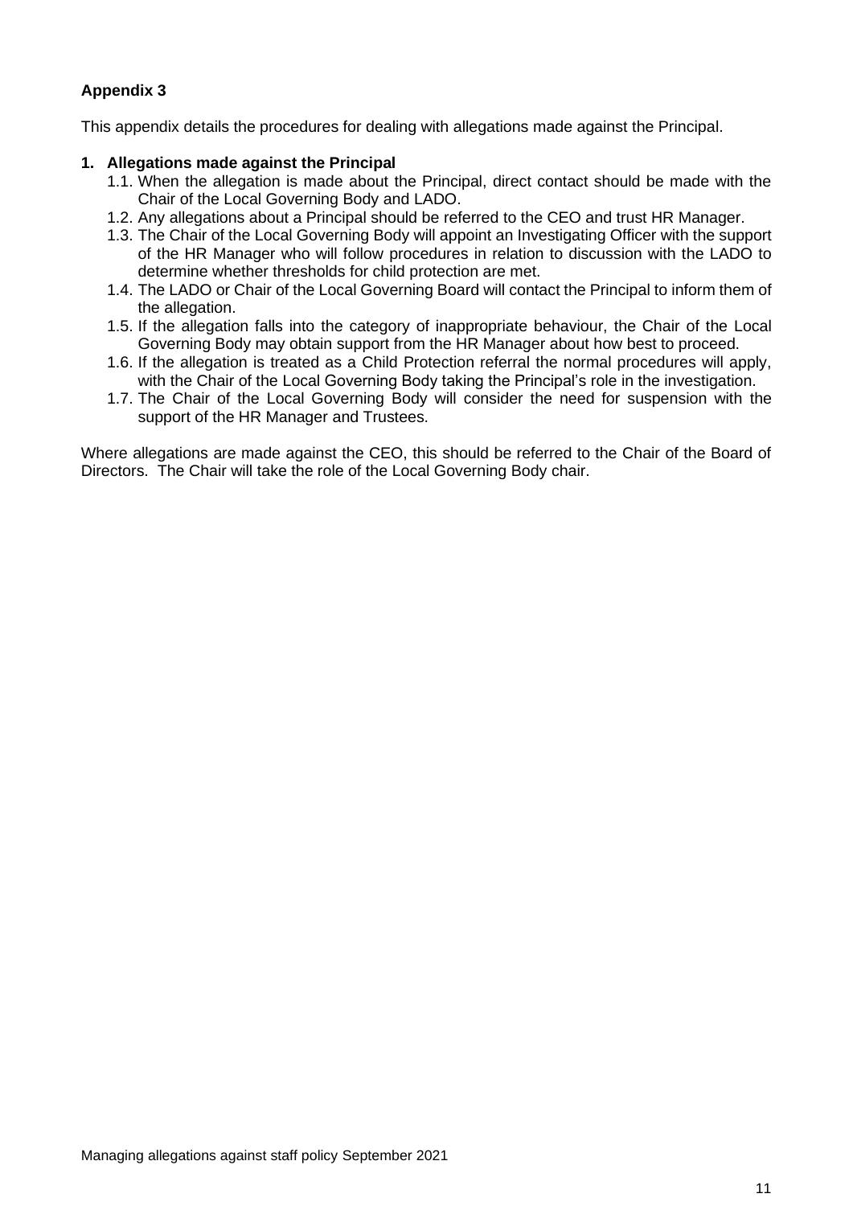**Appendix 3**

This appendix details the procedures for dealing with allegations made against the Principal.

**1. Allegations made against the Principal**

1.1. When the allegation is made about the Principal, direct contact should be made with the Chair of the Local Governing Body and LADO.

1.2. Any allegations about a Principal should be referred to the CEO and trust HR Manager.

1.3. The Chair of the Local Governing Body will appoint an Investigating Officer with the support of the HR Manager who will follow procedures in relation to discussion with the LADO to determine whether thresholds for child protection are met.

1.4. The LADO or Chair of the Local Governing Board will contact the Principal to inform them of the allegation.

1.5. If the allegation falls into the category of inappropriate behaviour, the Chair of the Local Governing Body may obtain support from the HR Manager about how best to proceed.

1.6. If the allegation is treated as a Child Protection referral the normal procedures will apply, with the Chair of the Local Governing Body taking the Principal's role in the investigation.

1.7. The Chair of the Local Governing Body will consider the need for suspension with the support of the HR Manager and Trustees.

Where allegations are made against the CEO, this should be referred to the Chair of the Board of Directors. The Chair will take the role of the Local Governing Body chair.